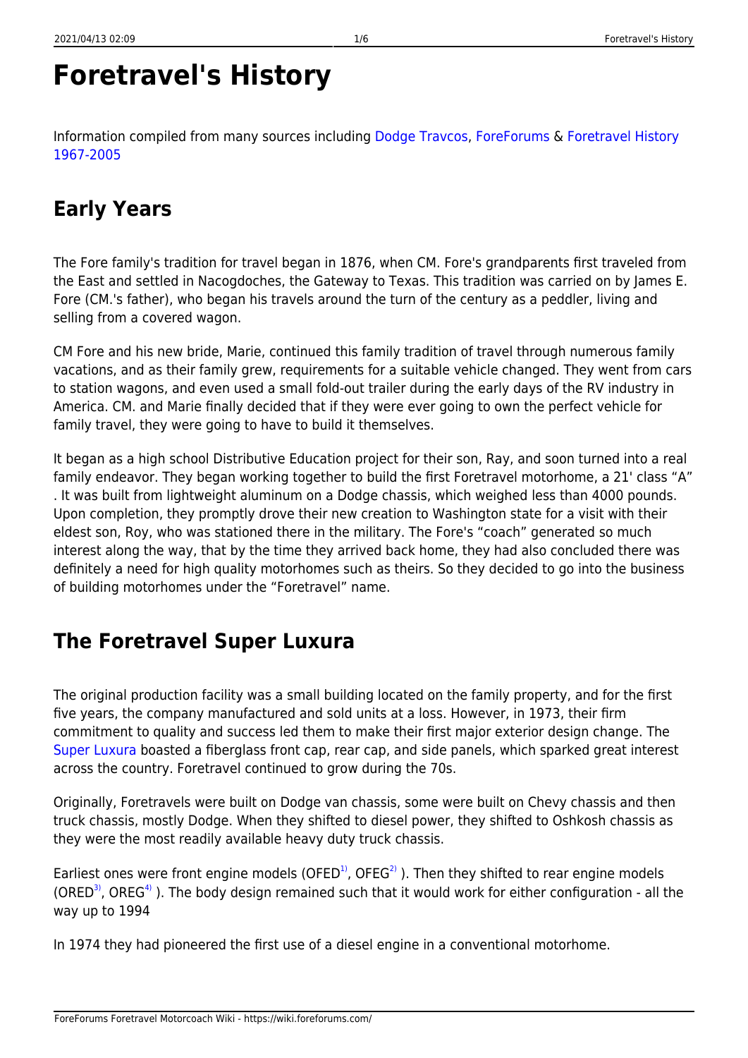# Foretravel's History

Information compiled from many sources including Dodge Travcos, ForeForums & Foretravel History 1967-2005

## Early Years

The Fore family's tradition for travel began in 1876, when CM. Fore's grandparents first traveled from the East and settled in Nacogdoches, the Gateway to Texas. This tradition was carried on by James E. Fore (CM.'s father), who began his travels around the turn of the century as a peddler, living and selling from a covered wagon.

CM Fore and his new bride, Marie, continued this family tradition of travel through numerous family vacations, and as their family grew, requirements for a suitable vehicle changed. They went from cars to station wagons, and even used a small fold-out trailer during the early days of the RV industry in America. CM. and Marie finally decided that if they were ever going to own the perfect vehicle for family travel, they were going to have to build it themselves.

It began as a high school Distributive Education project for their son, Ray, and soon turned into a real family endeavor. They began working together to build the first Foretravel motorhome, a 21' class "A" . It was built from lightweight aluminum on a Dodge chassis, which weighed less than 4000 pounds. Upon completion, they promptly drove their new creation to Washington state for a visit with their eldest son, Roy, who was stationed there in the military. The Fore's "coach" generated so much interest along the way, that by the time they arrived back home, they had also concluded there was definitely a need for high quality motorhomes such as theirs. So they decided to go into the business of building motorhomes under the "Foretravel" name.

## The Foretravel Super Luxura

The original production facility was a small building located on the family property, and for the first five years, the company manufactured and sold units at a loss. However, in 1973, their firm commitment to quality and success led them to make their first major exterior design change. The Super Luxura boasted a fiberglass front cap, rear cap, and side panels, which sparked great interest across the country. Foretravel continued to grow during the 70s.

Originally, Foretravels were built on Dodge van chassis, some were built on Chevy chassis and then truck chassis, mostly Dodge. When they shifted to diesel power, they shifted to Oshkosh chassis as they were the most readily available heavy duty truck chassis.

Earliest ones were front engine models (OFED[1], OFEG[2] ). Then they shifted to rear engine models (ORED[3], OREG[4] ). The body design remained such that it would work for either configuration - all the way up to 1994

In 1974 they had pioneered the first use of a diesel engine in a conventional motorhome.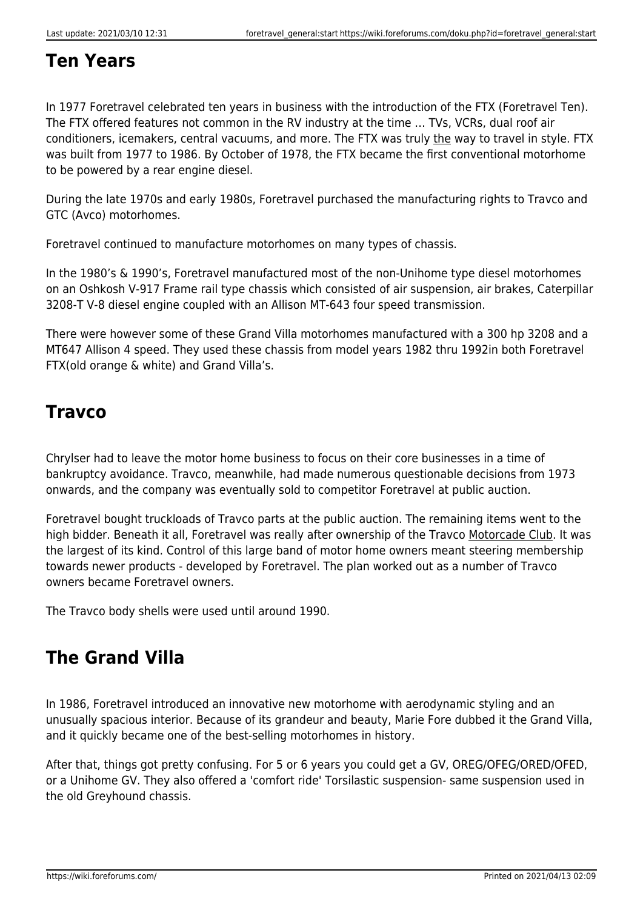## Ten Years

In 1977 Foretravel celebrated ten years in business with the introduction of the FTX (Foretravel Ten). The FTX offered features not common in the RV industry at the time … TVs, VCRs, dual roof air conditioners, icemakers, central vacuums, and more. The FTX was truly the way to travel in style. FTX was built from 1977 to 1986. By October of 1978, the FTX became the first conventional motorhome to be powered by a rear engine diesel.

During the late 1970s and early 1980s, Foretravel purchased the manufacturing rights to Travco and GTC (Avco) motorhomes.

Foretravel continued to manufacture motorhomes on many types of chassis.

In the 1980's & 1990's, Foretravel manufactured most of the non-Unihome type diesel motorhomes on an Oshkosh V-917 Frame rail type chassis which consisted of air suspension, air brakes, Caterpillar 3208-T V-8 diesel engine coupled with an Allison MT-643 four speed transmission.

There were however some of these Grand Villa motorhomes manufactured with a 300 hp 3208 and a MT647 Allison 4 speed. They used these chassis from model years 1982 thru 1992in both Foretravel FTX(old orange & white) and Grand Villa's.

## Travco

Chrylser had to leave the motor home business to focus on their core businesses in a time of bankruptcy avoidance. Travco, meanwhile, had made numerous questionable decisions from 1973 onwards, and the company was eventually sold to competitor Foretravel at public auction.

Foretravel bought truckloads of Travco parts at the public auction. The remaining items went to the high bidder. Beneath it all, Foretravel was really after ownership of the Travco Motorcade Club. It was the largest of its kind. Control of this large band of motor home owners meant steering membership towards newer products - developed by Foretravel. The plan worked out as a number of Travco owners became Foretravel owners.

The Travco body shells were used until around 1990.

## The Grand Villa

In 1986, Foretravel introduced an innovative new motorhome with aerodynamic styling and an unusually spacious interior. Because of its grandeur and beauty, Marie Fore dubbed it the Grand Villa, and it quickly became one of the best-selling motorhomes in history.

After that, things got pretty confusing. For 5 or 6 years you could get a GV, OREG/OFEG/ORED/OFED, or a Unihome GV. They also offered a 'comfort ride' Torsilastic suspension- same suspension used in the old Greyhound chassis.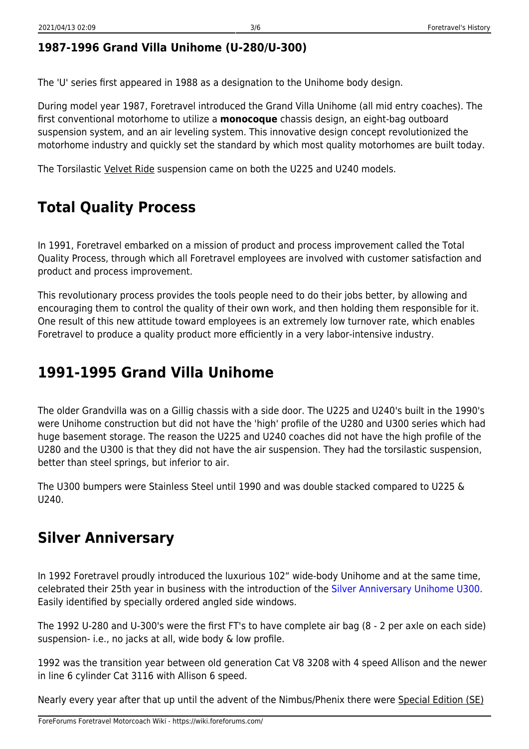### 1987-1996 Grand Villa Unihome (U-280/U-300)

The 'U' series first appeared in 1988 as a designation to the Unihome body design.

During model year 1987, Foretravel introduced the Grand Villa Unihome (all mid entry coaches). The first conventional motorhome to utilize a **monocoque** chassis design, an eight-bag outboard suspension system, and an air leveling system. This innovative design concept revolutionized the motorhome industry and quickly set the standard by which most quality motorhomes are built today.

The Torsilastic Velvet Ride suspension came on both the U225 and U240 models.

## Total Quality Process

In 1991, Foretravel embarked on a mission of product and process improvement called the Total Quality Process, through which all Foretravel employees are involved with customer satisfaction and product and process improvement.

This revolutionary process provides the tools people need to do their jobs better, by allowing and encouraging them to control the quality of their own work, and then holding them responsible for it. One result of this new attitude toward employees is an extremely low turnover rate, which enables Foretravel to produce a quality product more efficiently in a very labor-intensive industry.

## 1991-1995 Grand Villa Unihome

The older Grandvilla was on a Gillig chassis with a side door. The U225 and U240's built in the 1990's were Unihome construction but did not have the 'high' profile of the U280 and U300 series which had huge basement storage. The reason the U225 and U240 coaches did not have the high profile of the U280 and the U300 is that they did not have the air suspension. They had the torsilastic suspension, better than steel springs, but inferior to air.

The U300 bumpers were Stainless Steel until 1990 and was double stacked compared to U225 & U240.

## Silver Anniversary

In 1992 Foretravel proudly introduced the luxurious 102" wide-body Unihome and at the same time, celebrated their 25th year in business with the introduction of the Silver Anniversary Unihome U300. Easily identified by specially ordered angled side windows.

The 1992 U-280 and U-300's were the first FT's to have complete air bag (8 - 2 per axle on each side) suspension- i.e., no jacks at all, wide body & low profile.

1992 was the transition year between old generation Cat V8 3208 with 4 speed Allison and the newer in line 6 cylinder Cat 3116 with Allison 6 speed.

Nearly every year after that up until the advent of the Nimbus/Phenix there were Special Edition (SE)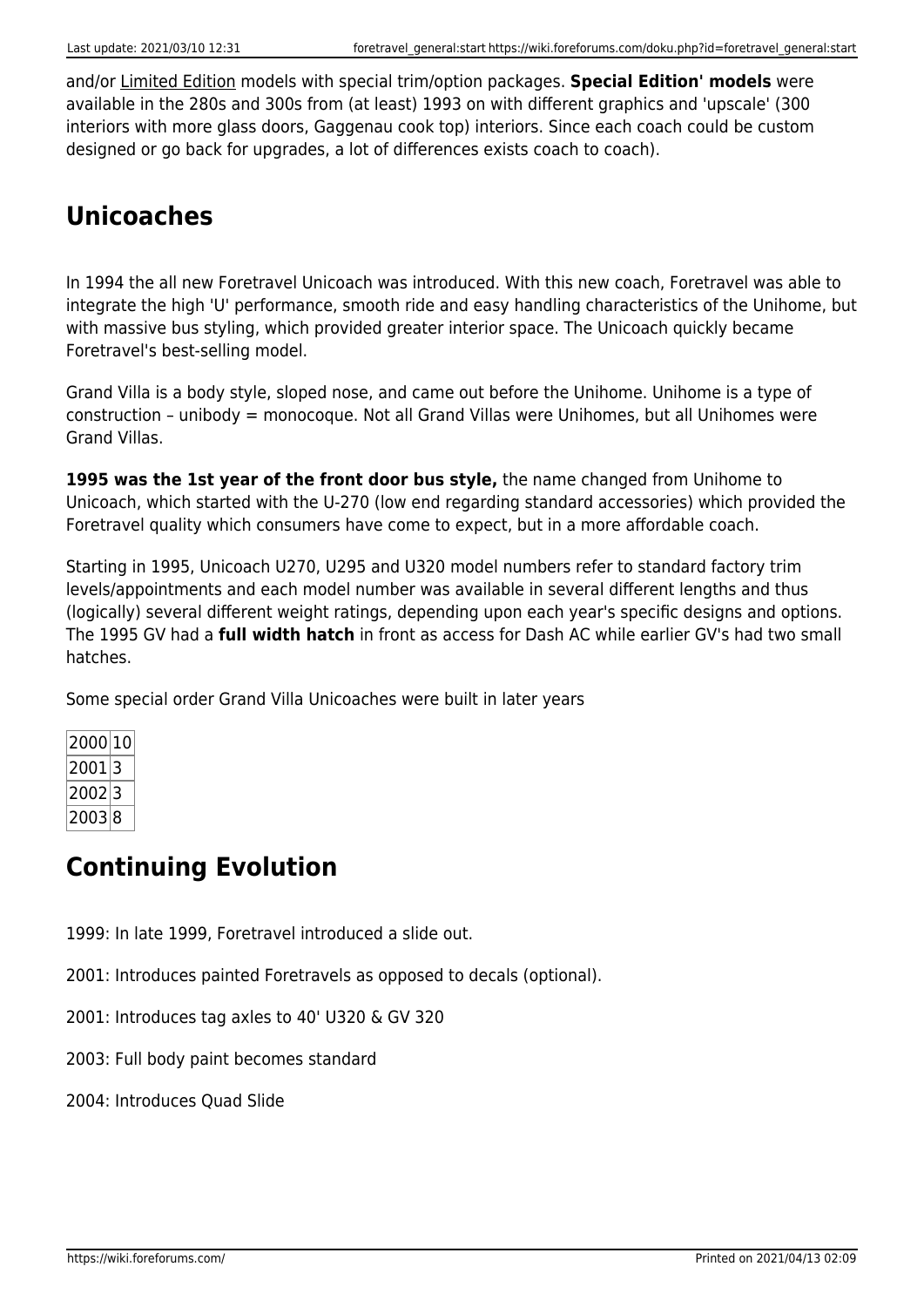and/or Limited Edition models with special trim/option packages. **Special Edition' models** were available in the 280s and 300s from (at least) 1993 on with different graphics and 'upscale' (300 interiors with more glass doors, Gaggenau cook top) interiors. Since each coach could be custom designed or go back for upgrades, a lot of differences exists coach to coach).

## Unicoaches

In 1994 the all new Foretravel Unicoach was introduced. With this new coach, Foretravel was able to integrate the high 'U' performance, smooth ride and easy handling characteristics of the Unihome, but with massive bus styling, which provided greater interior space. The Unicoach quickly became Foretravel's best-selling model.

Grand Villa is a body style, sloped nose, and came out before the Unihome. Unihome is a type of construction – unibody = monocoque. Not all Grand Villas were Unihomes, but all Unihomes were Grand Villas.

**1995 was the 1st year of the front door bus style,** the name changed from Unihome to Unicoach, which started with the U-270 (low end regarding standard accessories) which provided the Foretravel quality which consumers have come to expect, but in a more affordable coach.

Starting in 1995, Unicoach U270, U295 and U320 model numbers refer to standard factory trim levels/appointments and each model number was available in several different lengths and thus (logically) several different weight ratings, depending upon each year's specific designs and options. The 1995 GV had a **full width hatch** in front as access for Dash AC while earlier GV's had two small hatches.

Some special order Grand Villa Unicoaches were built in later years

| | |
|---|---|
| 2000 | 10 |
| 2001 | 3 |
| 2002 | 3 |
| 2003 | 8 |

## Continuing Evolution

1999: In late 1999, Foretravel introduced a slide out.

2001: Introduces painted Foretravels as opposed to decals (optional).

2001: Introduces tag axles to 40' U320 & GV 320

2003: Full body paint becomes standard

2004: Introduces Quad Slide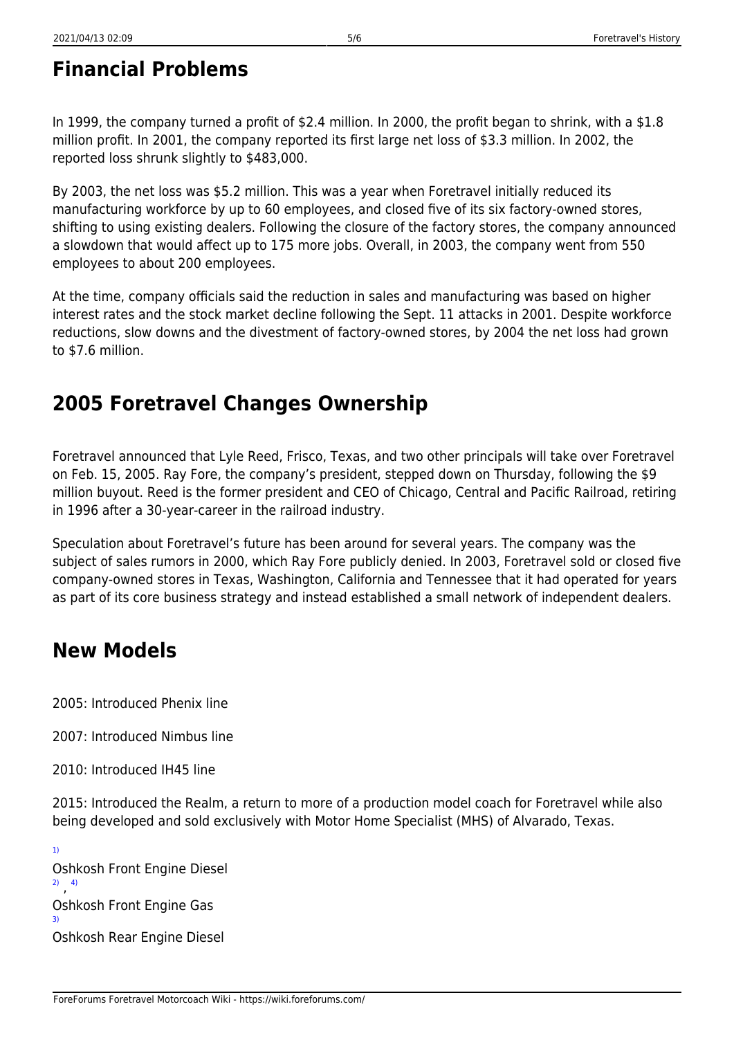## Financial Problems

In 1999, the company turned a profit of $2.4 million. In 2000, the profit began to shrink, with a $1.8 million profit. In 2001, the company reported its first large net loss of $3.3 million. In 2002, the reported loss shrunk slightly to $483,000.

By 2003, the net loss was $5.2 million. This was a year when Foretravel initially reduced its manufacturing workforce by up to 60 employees, and closed five of its six factory-owned stores, shifting to using existing dealers. Following the closure of the factory stores, the company announced a slowdown that would affect up to 175 more jobs. Overall, in 2003, the company went from 550 employees to about 200 employees.

At the time, company officials said the reduction in sales and manufacturing was based on higher interest rates and the stock market decline following the Sept. 11 attacks in 2001. Despite workforce reductions, slow downs and the divestment of factory-owned stores, by 2004 the net loss had grown to $7.6 million.

## 2005 Foretravel Changes Ownership

Foretravel announced that Lyle Reed, Frisco, Texas, and two other principals will take over Foretravel on Feb. 15, 2005. Ray Fore, the company's president, stepped down on Thursday, following the $9 million buyout. Reed is the former president and CEO of Chicago, Central and Pacific Railroad, retiring in 1996 after a 30-year-career in the railroad industry.

Speculation about Foretravel's future has been around for several years. The company was the subject of sales rumors in 2000, which Ray Fore publicly denied. In 2003, Foretravel sold or closed five company-owned stores in Texas, Washington, California and Tennessee that it had operated for years as part of its core business strategy and instead established a small network of independent dealers.

## New Models

2005: Introduced Phenix line

2007: Introduced Nimbus line

2010: Introduced IH45 line

2015: Introduced the Realm, a return to more of a production model coach for Foretravel while also being developed and sold exclusively with Motor Home Specialist (MHS) of Alvarado, Texas.

[1] Oshkosh Front Engine Diesel

[2], [4] Oshkosh Front Engine Gas

[3] Oshkosh Rear Engine Diesel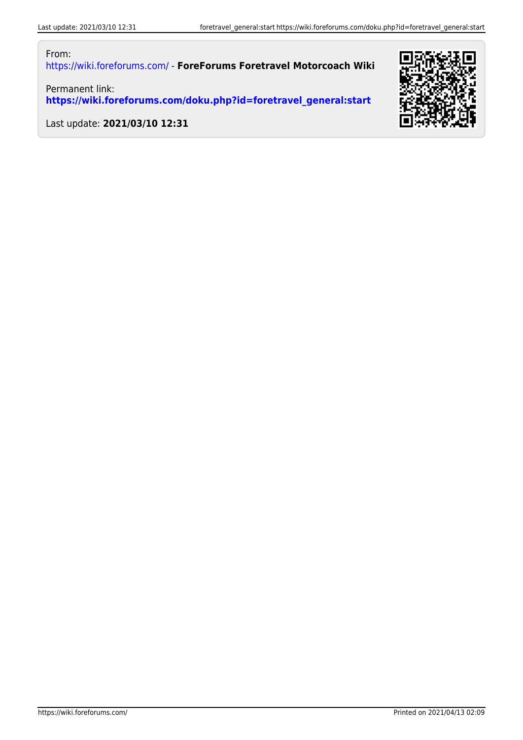From:
https://wiki.foreforums.com/ - **ForeForums Foretravel Motorcoach Wiki**

Permanent link:
**https://wiki.foreforums.com/doku.php?id=foretravel_general:start**

Last update: **2021/03/10 12:31**